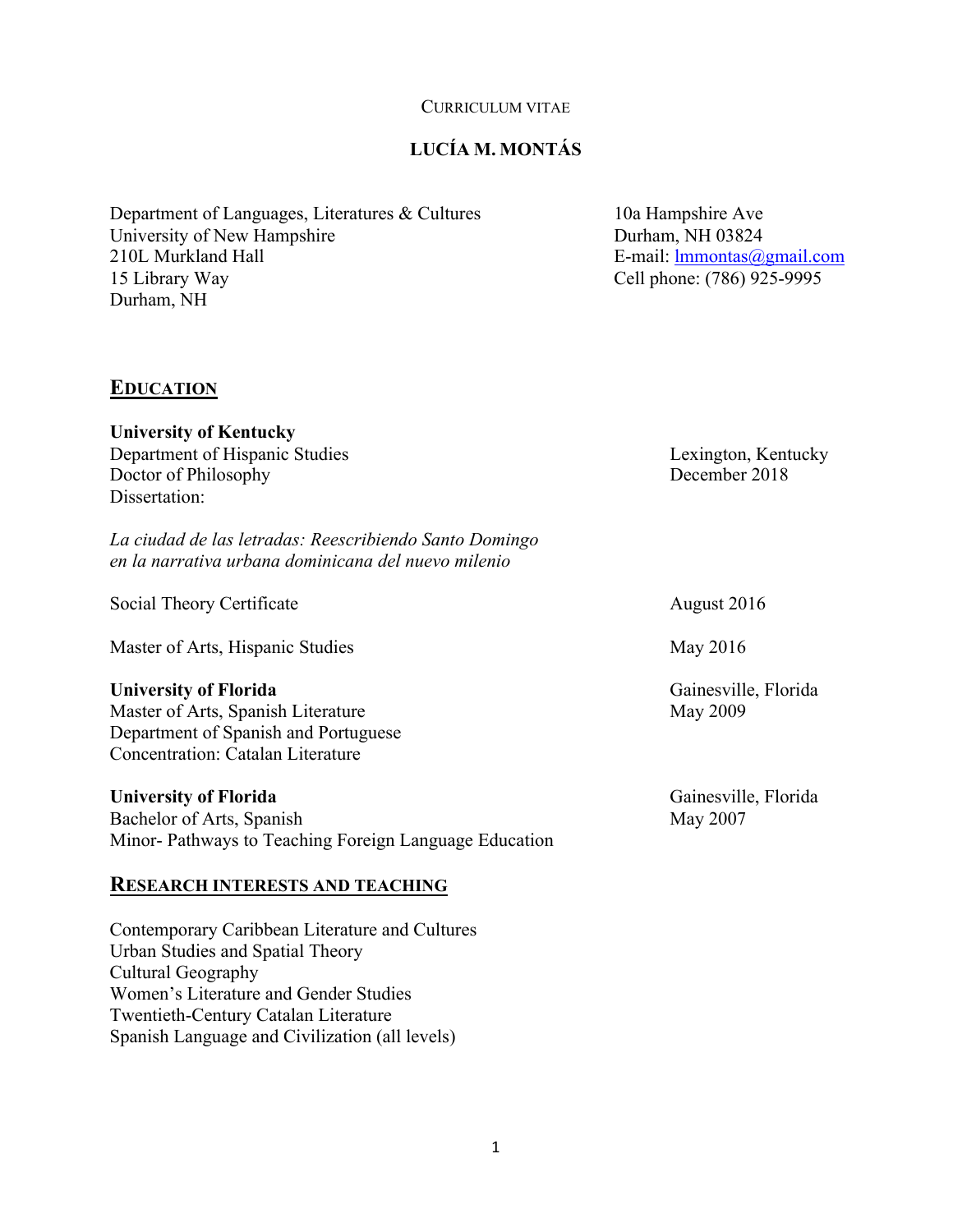CURRICULUM VITAE

# LUCÍA M. MONTÁS

Department of Languages, Literatures & Cultures
University of New Hampshire
210L Murkland Hall
15 Library Way
Durham, NH

10a Hampshire Ave
Durham, NH 03824
E-mail: lmmontas@gmail.com
Cell phone: (786) 925-9995

## EDUCATION

**University of Kentucky**
Department of Hispanic Studies — Lexington, Kentucky
Doctor of Philosophy — December 2018
Dissertation:

*La ciudad de las letradas: Reescribiendo Santo Domingo en la narrativa urbana dominicana del nuevo milenio*

Social Theory Certificate — August 2016

Master of Arts, Hispanic Studies — May 2016

**University of Florida** — Gainesville, Florida
Master of Arts, Spanish Literature — May 2009
Department of Spanish and Portuguese
Concentration: Catalan Literature

**University of Florida** — Gainesville, Florida
Bachelor of Arts, Spanish — May 2007
Minor- Pathways to Teaching Foreign Language Education

## RESEARCH INTERESTS AND TEACHING

Contemporary Caribbean Literature and Cultures
Urban Studies and Spatial Theory
Cultural Geography
Women's Literature and Gender Studies
Twentieth-Century Catalan Literature
Spanish Language and Civilization (all levels)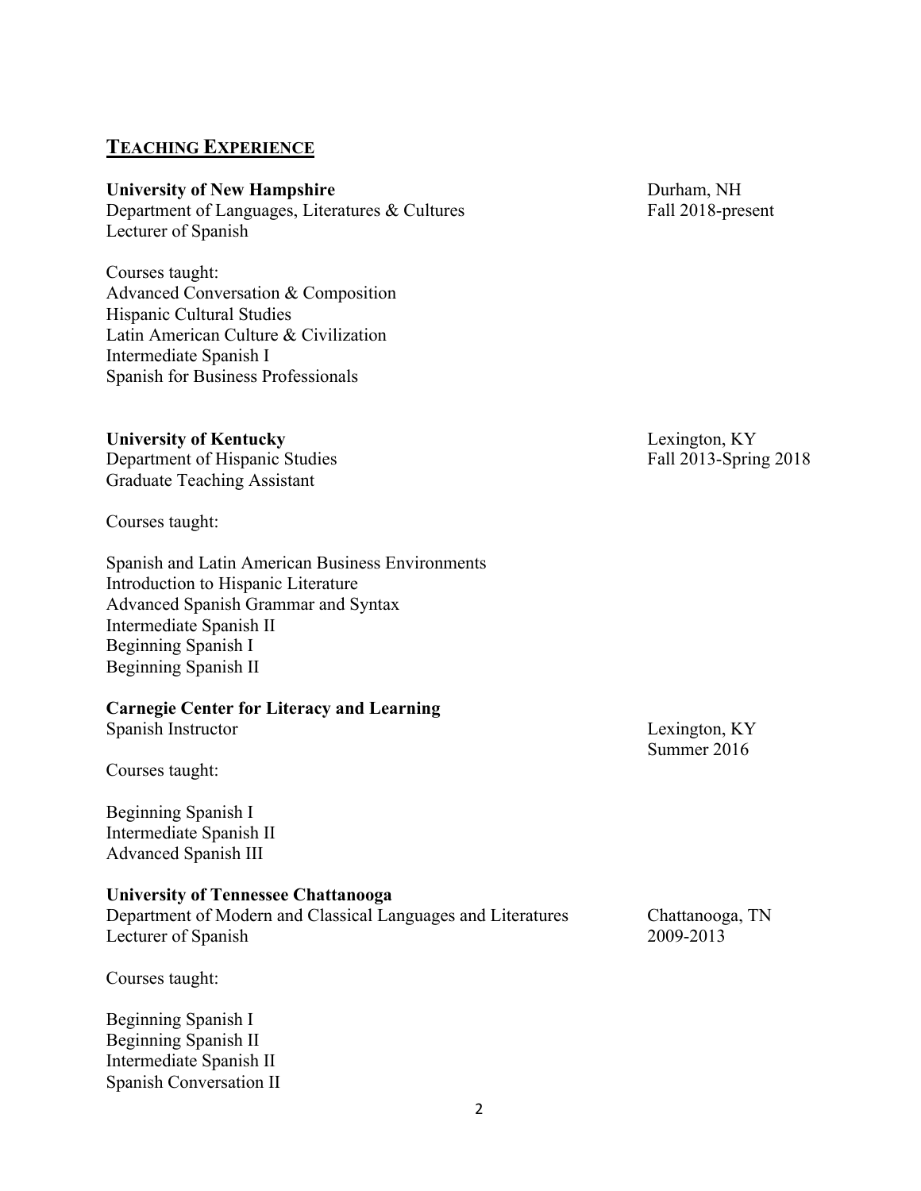## TEACHING EXPERIENCE

**University of New Hampshire** Durham, NH
Department of Languages, Literatures & Cultures Fall 2018-present
Lecturer of Spanish

Courses taught:
Advanced Conversation & Composition
Hispanic Cultural Studies
Latin American Culture & Civilization
Intermediate Spanish I
Spanish for Business Professionals

**University of Kentucky** Lexington, KY
Department of Hispanic Studies Fall 2013-Spring 2018
Graduate Teaching Assistant

Courses taught:

Spanish and Latin American Business Environments
Introduction to Hispanic Literature
Advanced Spanish Grammar and Syntax
Intermediate Spanish II
Beginning Spanish I
Beginning Spanish II

**Carnegie Center for Literacy and Learning**
Spanish Instructor Lexington, KY
Summer 2016

Courses taught:

Beginning Spanish I
Intermediate Spanish II
Advanced Spanish III

**University of Tennessee Chattanooga**
Department of Modern and Classical Languages and Literatures Chattanooga, TN
Lecturer of Spanish 2009-2013

Courses taught:

Beginning Spanish I
Beginning Spanish II
Intermediate Spanish II
Spanish Conversation II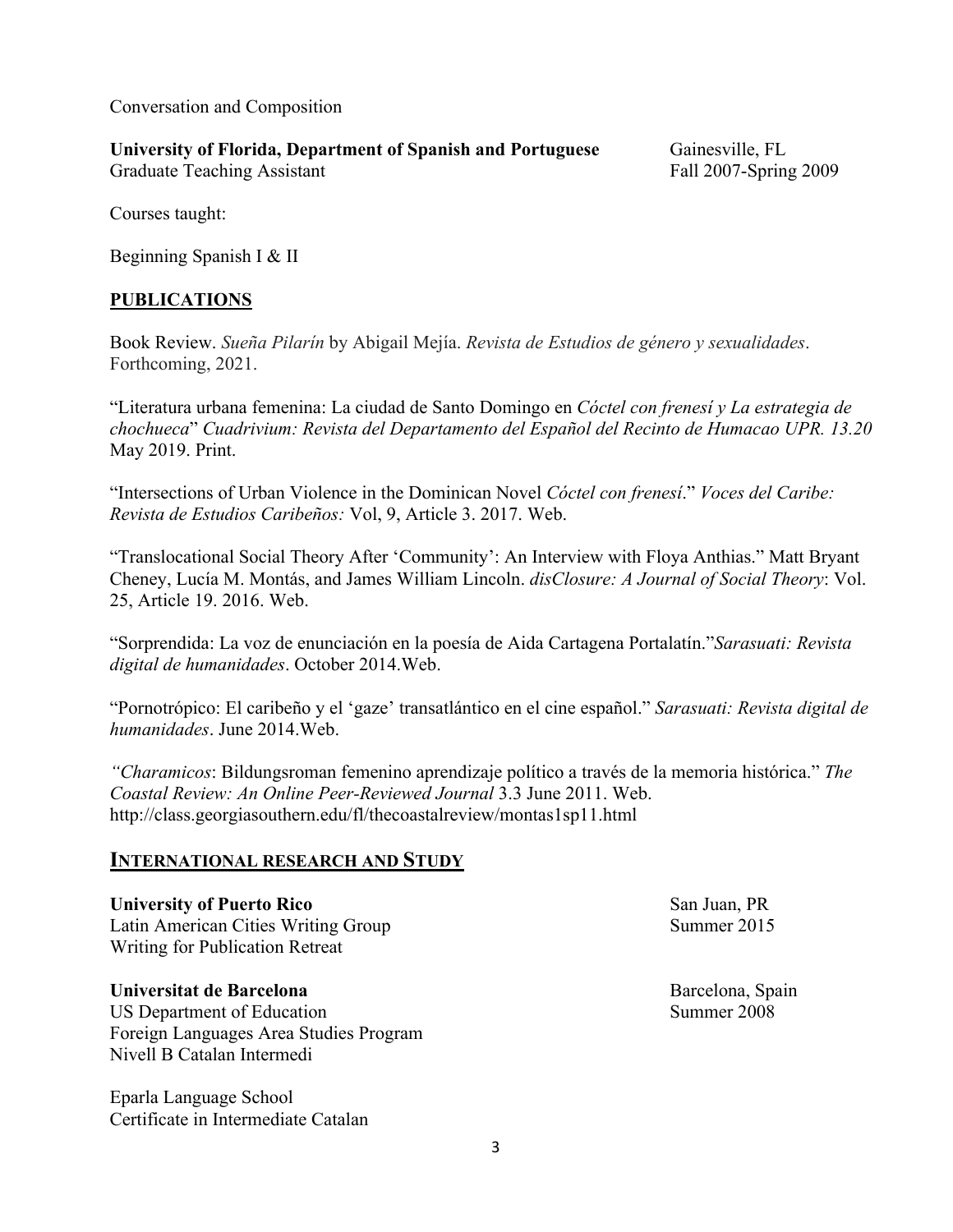Conversation and Composition

**University of Florida, Department of Spanish and Portuguese** Gainesville, FL
Graduate Teaching Assistant Fall 2007-Spring 2009

Courses taught:

Beginning Spanish I & II

## PUBLICATIONS

Book Review. *Sueña Pilarín* by Abigail Mejía. *Revista de Estudios de género y sexualidades*. Forthcoming, 2021.

"Literatura urbana femenina: La ciudad de Santo Domingo en *Cóctel con frenesí y La estrategia de chochueca*" *Cuadrivium: Revista del Departamento del Español del Recinto de Humacao UPR. 13.20* May 2019. Print.

"Intersections of Urban Violence in the Dominican Novel *Cóctel con frenesí*." *Voces del Caribe: Revista de Estudios Caribeños:* Vol, 9, Article 3. 2017. Web.

"Translocational Social Theory After 'Community': An Interview with Floya Anthias." Matt Bryant Cheney, Lucía M. Montás, and James William Lincoln. *disClosure: A Journal of Social Theory*: Vol. 25, Article 19. 2016. Web.

"Sorprendida: La voz de enunciación en la poesía de Aida Cartagena Portalatín."*Sarasuati: Revista digital de humanidades*. October 2014.Web.

"Pornotrópico: El caribeño y el 'gaze' transatlántico en el cine español." *Sarasuati: Revista digital de humanidades*. June 2014.Web.

*"Charamicos*: Bildungsroman femenino aprendizaje político a través de la memoria histórica." *The Coastal Review: An Online Peer-Reviewed Journal* 3.3 June 2011. Web. http://class.georgiasouthern.edu/fl/thecoastalreview/montas1sp11.html

## INTERNATIONAL RESEARCH AND STUDY

**University of Puerto Rico** San Juan, PR
Latin American Cities Writing Group Summer 2015
Writing for Publication Retreat

**Universitat de Barcelona** Barcelona, Spain
US Department of Education Summer 2008
Foreign Languages Area Studies Program
Nivell B Catalan Intermedi

Eparla Language School
Certificate in Intermediate Catalan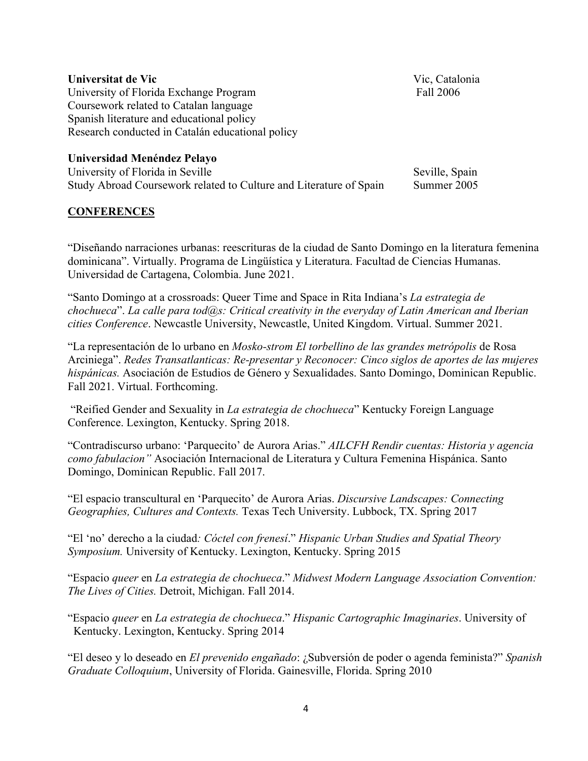**Universitat de Vic** Vic, Catalonia
University of Florida Exchange Program Fall 2006
Coursework related to Catalan language
Spanish literature and educational policy
Research conducted in Catalán educational policy

**Universidad Menéndez Pelayo**
University of Florida in Seville Seville, Spain
Study Abroad Coursework related to Culture and Literature of Spain Summer 2005

## CONFERENCES

"Diseñando narraciones urbanas: reescrituras de la ciudad de Santo Domingo en la literatura femenina dominicana". Virtually. Programa de Lingüística y Literatura. Facultad de Ciencias Humanas. Universidad de Cartagena, Colombia. June 2021.

"Santo Domingo at a crossroads: Queer Time and Space in Rita Indiana's *La estrategia de chochueca*". *La calle para tod@s: Critical creativity in the everyday of Latin American and Iberian cities Conference*. Newcastle University, Newcastle, United Kingdom. Virtual. Summer 2021.

"La representación de lo urbano en *Mosko-strom El torbellino de las grandes metrópolis* de Rosa Arciniega". *Redes Transatlanticas: Re-presentar y Reconocer: Cinco siglos de aportes de las mujeres hispánicas.* Asociación de Estudios de Género y Sexualidades. Santo Domingo, Dominican Republic. Fall 2021. Virtual. Forthcoming.

"Reified Gender and Sexuality in *La estrategia de chochueca*" Kentucky Foreign Language Conference. Lexington, Kentucky. Spring 2018.

"Contradiscurso urbano: 'Parquecito' de Aurora Arias." *AILCFH Rendir cuentas: Historia y agencia como fabulacion"* Asociación Internacional de Literatura y Cultura Femenina Hispánica. Santo Domingo, Dominican Republic. Fall 2017.

"El espacio transcultural en 'Parquecito' de Aurora Arias. *Discursive Landscapes: Connecting Geographies, Cultures and Contexts.* Texas Tech University. Lubbock, TX. Spring 2017

"El 'no' derecho a la ciudad*: Cóctel con frenesí*." *Hispanic Urban Studies and Spatial Theory Symposium.* University of Kentucky. Lexington, Kentucky. Spring 2015

"Espacio *queer* en *La estrategia de chochueca*." *Midwest Modern Language Association Convention: The Lives of Cities.* Detroit, Michigan. Fall 2014.

"Espacio *queer* en *La estrategia de chochueca*." *Hispanic Cartographic Imaginaries*. University of Kentucky. Lexington, Kentucky. Spring 2014

"El deseo y lo deseado en *El prevenido engañado*: ¿Subversión de poder o agenda feminista?" *Spanish Graduate Colloquium*, University of Florida. Gainesville, Florida. Spring 2010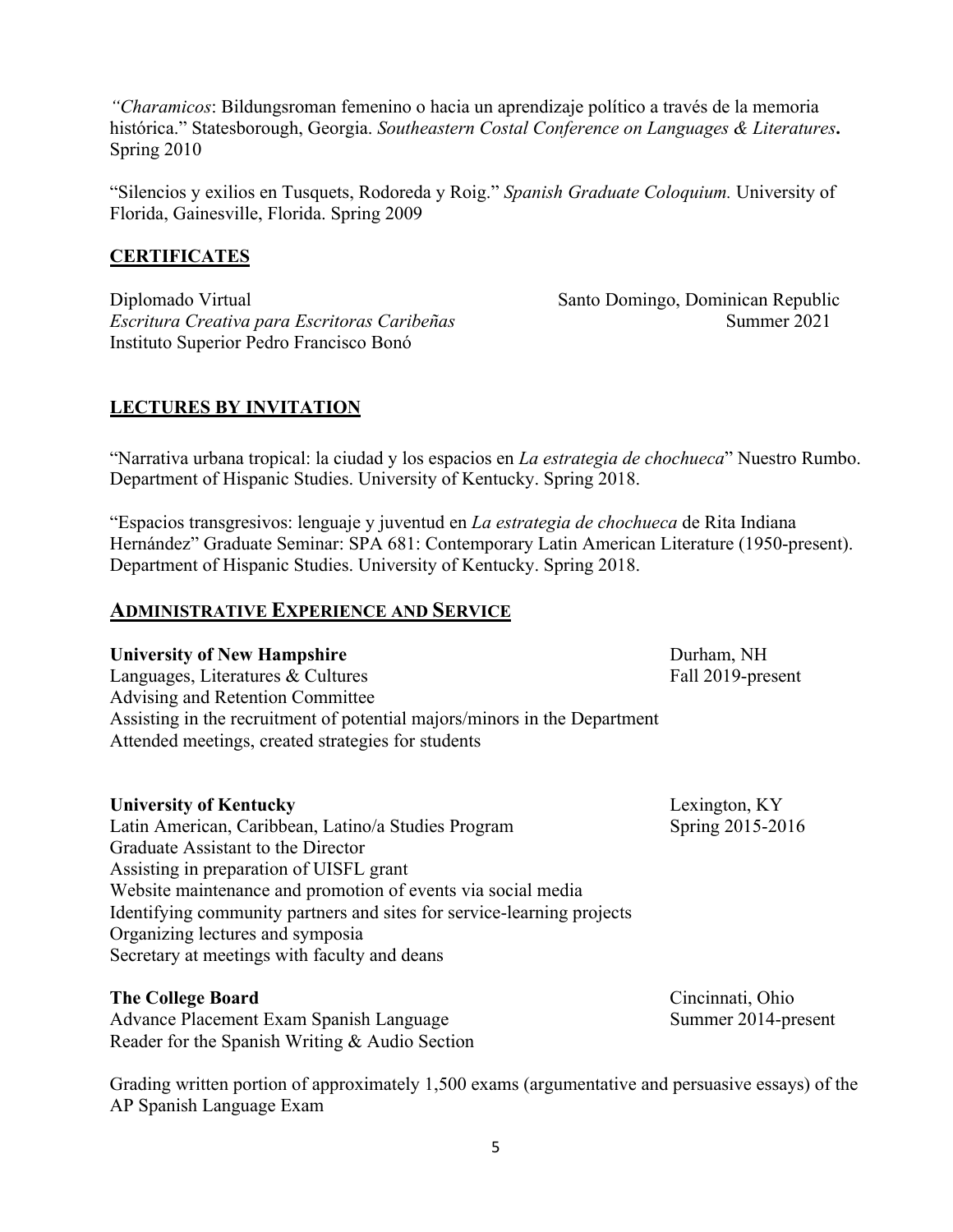*"Charamicos*: Bildungsroman femenino o hacia un aprendizaje político a través de la memoria histórica." Statesborough, Georgia. *Southeastern Costal Conference on Languages & Literatures***.** Spring 2010

"Silencios y exilios en Tusquets, Rodoreda y Roig." *Spanish Graduate Coloquium.* University of Florida, Gainesville, Florida. Spring 2009

## CERTIFICATES

Diplomado Virtual — Santo Domingo, Dominican Republic
*Escritura Creativa para Escritoras Caribeñas* — Summer 2021
Instituto Superior Pedro Francisco Bonó

## LECTURES BY INVITATION

"Narrativa urbana tropical: la ciudad y los espacios en *La estrategia de chochueca*" Nuestro Rumbo. Department of Hispanic Studies. University of Kentucky. Spring 2018.

"Espacios transgresivos: lenguaje y juventud en *La estrategia de chochueca* de Rita Indiana Hernández" Graduate Seminar: SPA 681: Contemporary Latin American Literature (1950-present). Department of Hispanic Studies. University of Kentucky. Spring 2018.

## ADMINISTRATIVE EXPERIENCE AND SERVICE

**University of New Hampshire** — Durham, NH
Languages, Literatures & Cultures — Fall 2019-present
Advising and Retention Committee
Assisting in the recruitment of potential majors/minors in the Department
Attended meetings, created strategies for students

**University of Kentucky** — Lexington, KY
Latin American, Caribbean, Latino/a Studies Program — Spring 2015-2016
Graduate Assistant to the Director
Assisting in preparation of UISFL grant
Website maintenance and promotion of events via social media
Identifying community partners and sites for service-learning projects
Organizing lectures and symposia
Secretary at meetings with faculty and deans

**The College Board** — Cincinnati, Ohio
Advance Placement Exam Spanish Language — Summer 2014-present
Reader for the Spanish Writing & Audio Section

Grading written portion of approximately 1,500 exams (argumentative and persuasive essays) of the AP Spanish Language Exam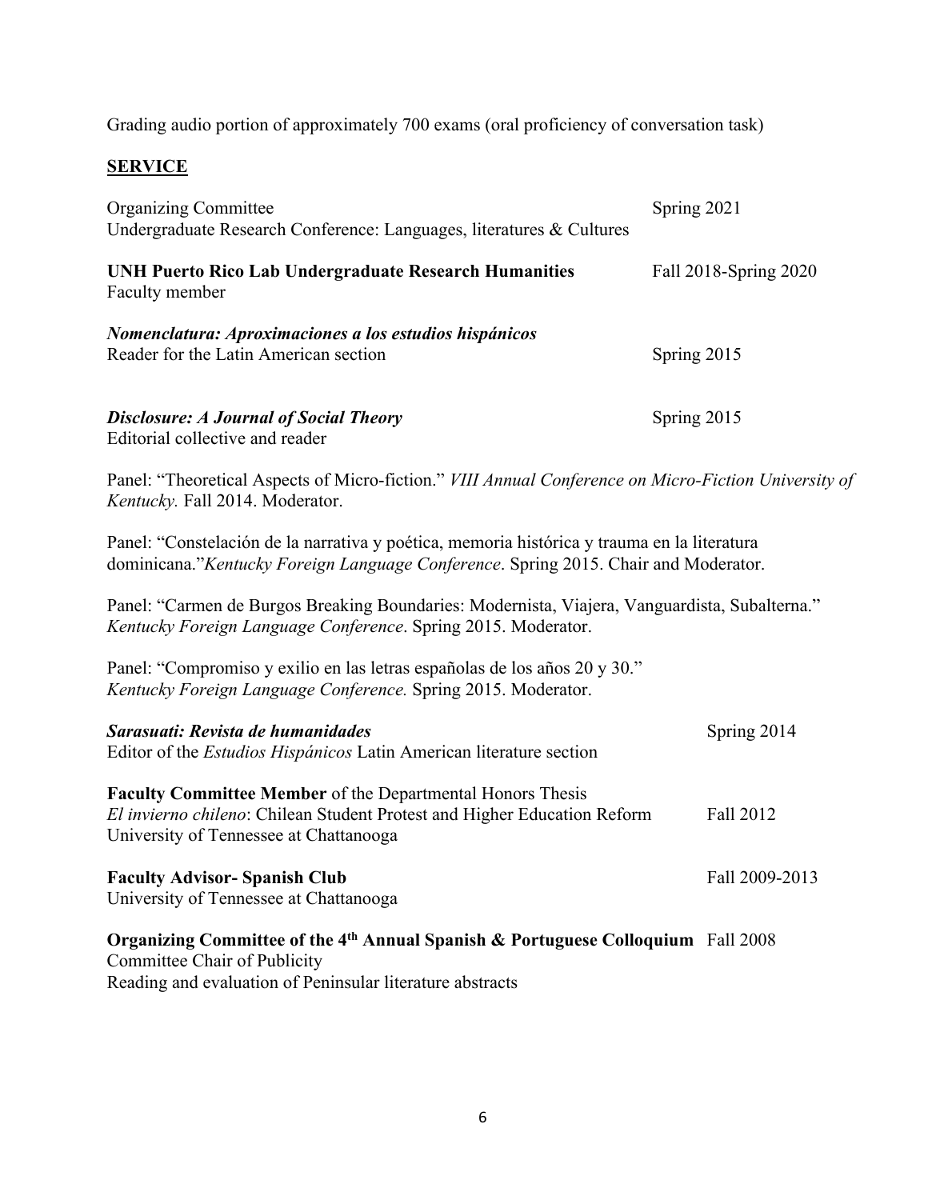Grading audio portion of approximately 700 exams (oral proficiency of conversation task)

## SERVICE

Organizing Committee — Spring 2021
Undergraduate Research Conference: Languages, literatures & Cultures

**UNH Puerto Rico Lab Undergraduate Research Humanities** — Fall 2018-Spring 2020
Faculty member

***Nomenclatura: Aproximaciones a los estudios hispánicos***
Reader for the Latin American section — Spring 2015

***Disclosure: A Journal of Social Theory*** — Spring 2015
Editorial collective and reader

Panel: "Theoretical Aspects of Micro-fiction." *VIII Annual Conference on Micro-Fiction University of Kentucky.* Fall 2014. Moderator.

Panel: "Constelación de la narrativa y poética, memoria histórica y trauma en la literatura dominicana."*Kentucky Foreign Language Conference*. Spring 2015. Chair and Moderator.

Panel: "Carmen de Burgos Breaking Boundaries: Modernista, Viajera, Vanguardista, Subalterna." *Kentucky Foreign Language Conference*. Spring 2015. Moderator.

Panel: "Compromiso y exilio en las letras españolas de los años 20 y 30." *Kentucky Foreign Language Conference.* Spring 2015. Moderator.

***Sarasuati: Revista de humanidades*** — Spring 2014
Editor of the *Estudios Hispánicos* Latin American literature section

**Faculty Committee Member** of the Departmental Honors Thesis
*El invierno chileno*: Chilean Student Protest and Higher Education Reform — Fall 2012
University of Tennessee at Chattanooga

**Faculty Advisor- Spanish Club** — Fall 2009-2013
University of Tennessee at Chattanooga

**Organizing Committee of the 4th Annual Spanish & Portuguese Colloquium** — Fall 2008
Committee Chair of Publicity
Reading and evaluation of Peninsular literature abstracts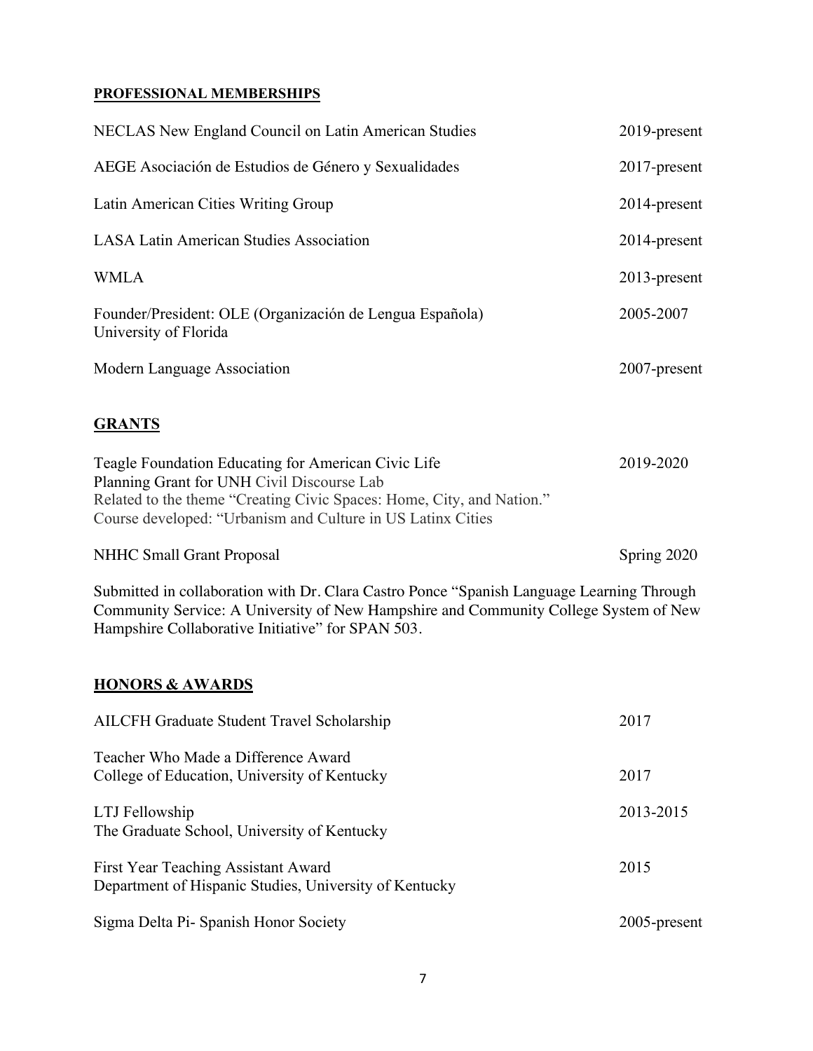## PROFESSIONAL MEMBERSHIPS

NECLAS New England Council on Latin American Studies — 2019-present

AEGE Asociación de Estudios de Género y Sexualidades — 2017-present

Latin American Cities Writing Group — 2014-present

LASA Latin American Studies Association — 2014-present

WMLA — 2013-present

Founder/President: OLE (Organización de Lengua Española)
University of Florida — 2005-2007

Modern Language Association — 2007-present

## GRANTS

Teagle Foundation Educating for American Civic Life — 2019-2020
Planning Grant for UNH Civil Discourse Lab
Related to the theme "Creating Civic Spaces: Home, City, and Nation."
Course developed: "Urbanism and Culture in US Latinx Cities

NHHC Small Grant Proposal — Spring 2020

Submitted in collaboration with Dr. Clara Castro Ponce "Spanish Language Learning Through Community Service: A University of New Hampshire and Community College System of New Hampshire Collaborative Initiative" for SPAN 503.

## HONORS & AWARDS

AILCFH Graduate Student Travel Scholarship — 2017

Teacher Who Made a Difference Award
College of Education, University of Kentucky — 2017

LTJ Fellowship
The Graduate School, University of Kentucky — 2013-2015

First Year Teaching Assistant Award
Department of Hispanic Studies, University of Kentucky — 2015

Sigma Delta Pi- Spanish Honor Society — 2005-present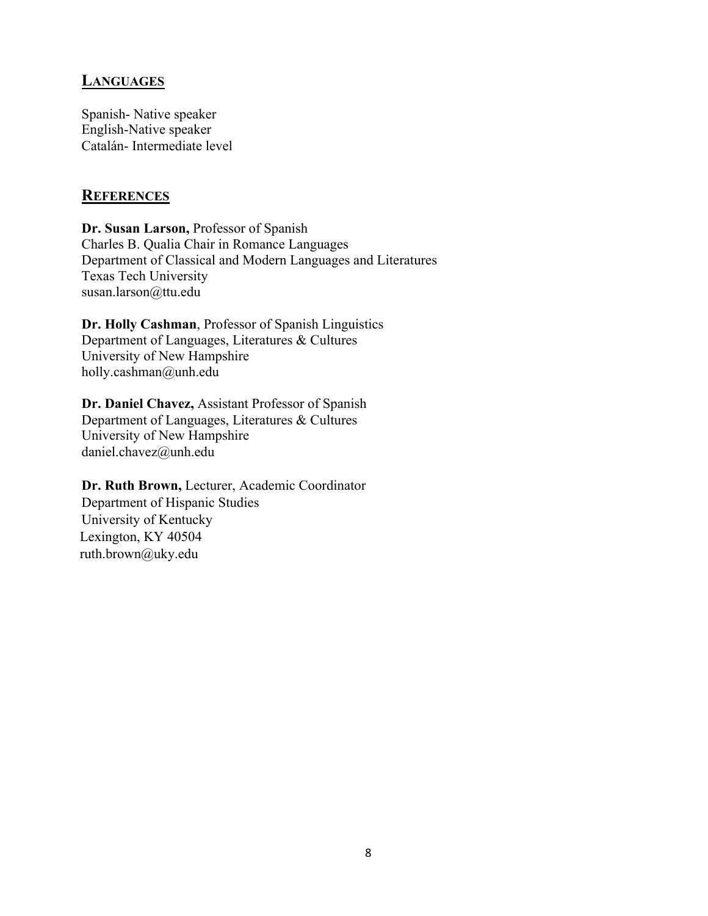## LANGUAGES

Spanish- Native speaker
English-Native speaker
Catalán- Intermediate level

## REFERENCES

**Dr. Susan Larson,** Professor of Spanish
Charles B. Qualia Chair in Romance Languages
Department of Classical and Modern Languages and Literatures
Texas Tech University
susan.larson@ttu.edu

**Dr. Holly Cashman**, Professor of Spanish Linguistics
Department of Languages, Literatures & Cultures
University of New Hampshire
holly.cashman@unh.edu

**Dr. Daniel Chavez,** Assistant Professor of Spanish
Department of Languages, Literatures & Cultures
University of New Hampshire
daniel.chavez@unh.edu

**Dr. Ruth Brown,** Lecturer, Academic Coordinator
Department of Hispanic Studies
University of Kentucky
Lexington, KY 40504
ruth.brown@uky.edu